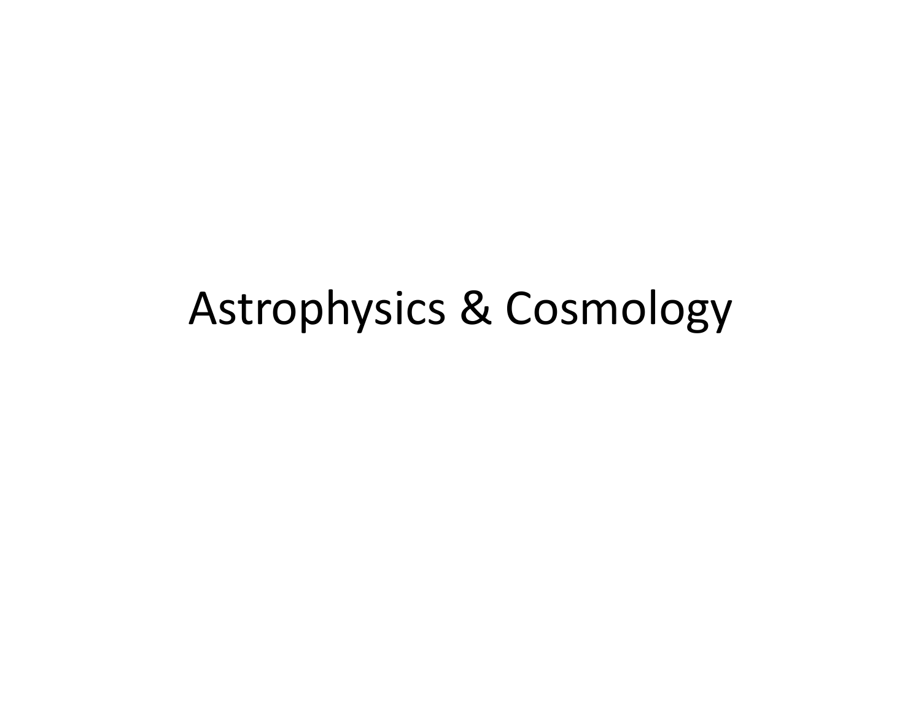# Astrophysics & Cosmology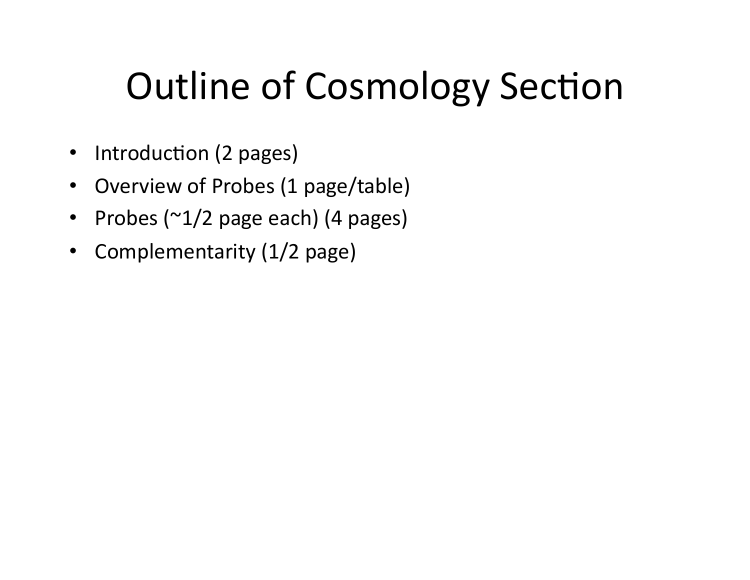# Outline of Cosmology Section

- Introduction (2 pages)
- Overview of Probes (1 page/table)
- Probes (~1/2 page each) (4 pages)
- Complementarity (1/2 page)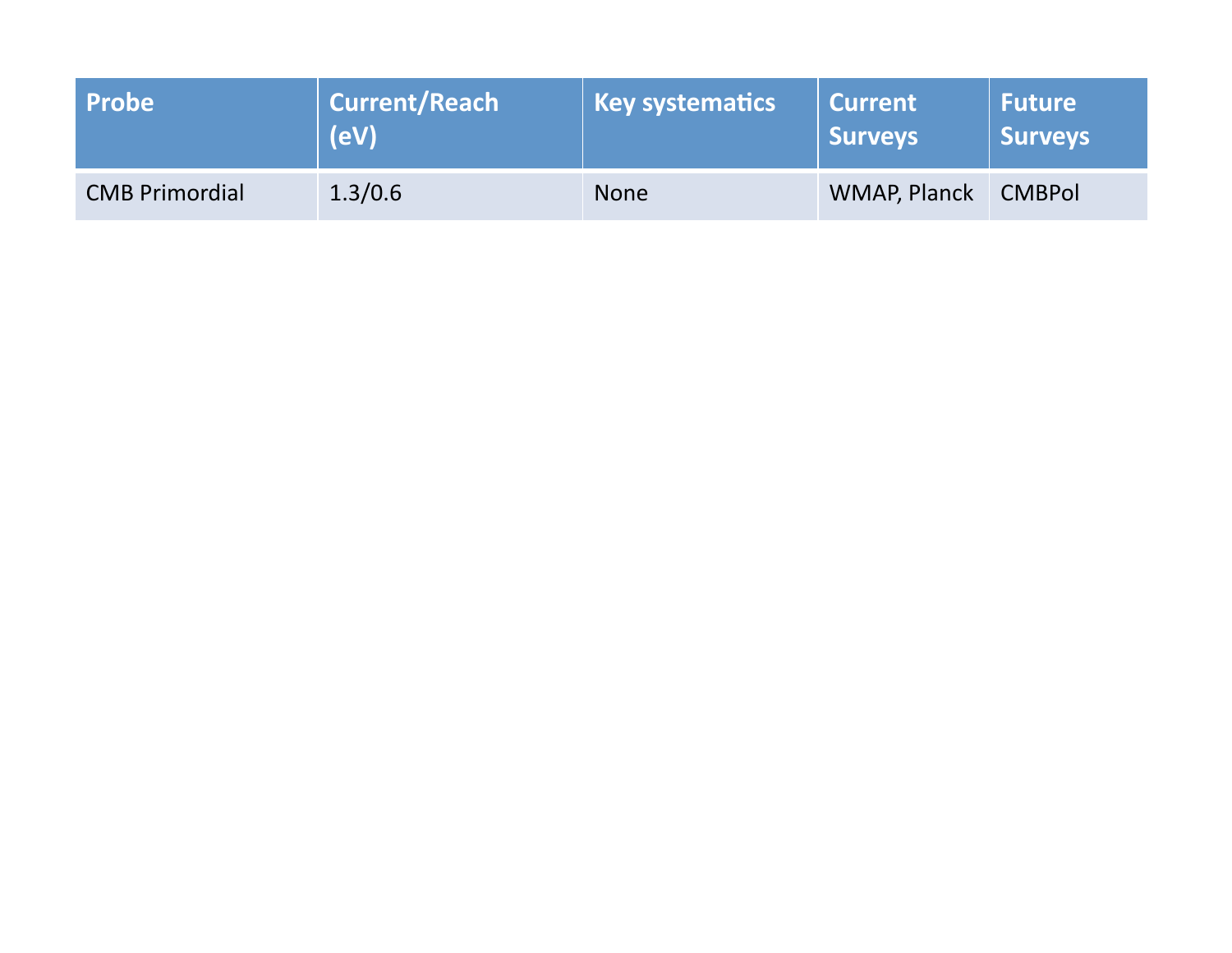| Probe | Current/Reach (eV) | Key systematics | Current Surveys | Future Surveys |
|---|---|---|---|---|
| CMB Primordial | 1.3/0.6 | None | WMAP, Planck | CMBPol |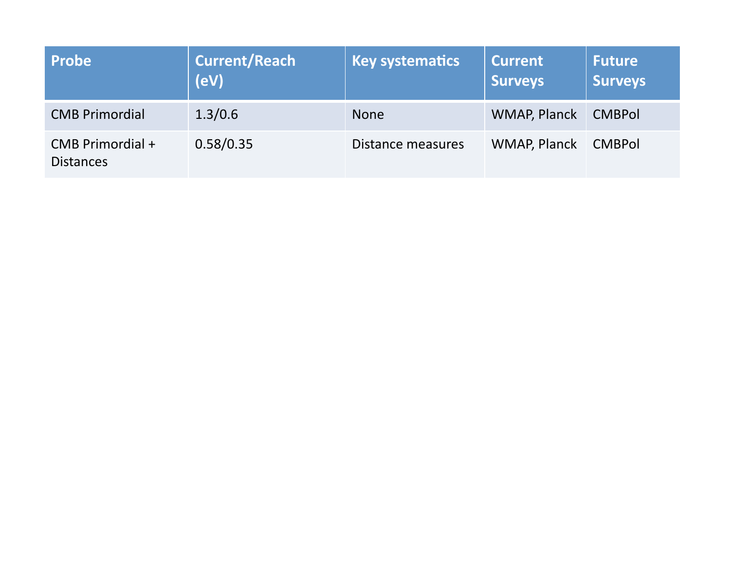| Probe | Current/Reach (eV) | Key systematics | Current Surveys | Future Surveys |
|---|---|---|---|---|
| CMB Primordial | 1.3/0.6 | None | WMAP, Planck | CMBPol |
| CMB Primordial + Distances | 0.58/0.35 | Distance measures | WMAP, Planck | CMBPol |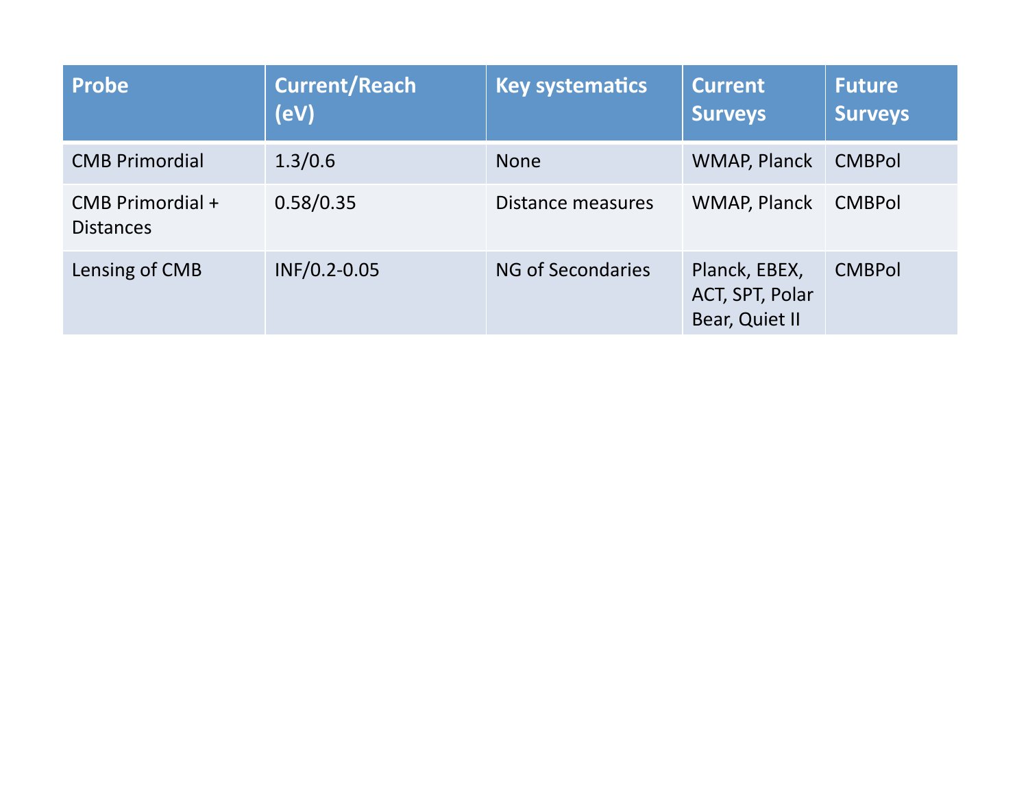| Probe | Current/Reach (eV) | Key systematics | Current Surveys | Future Surveys |
|---|---|---|---|---|
| CMB Primordial | 1.3/0.6 | None | WMAP, Planck | CMBPol |
| CMB Primordial + Distances | 0.58/0.35 | Distance measures | WMAP, Planck | CMBPol |
| Lensing of CMB | INF/0.2-0.05 | NG of Secondaries | Planck, EBEX, ACT, SPT, Polar Bear, Quiet II | CMBPol |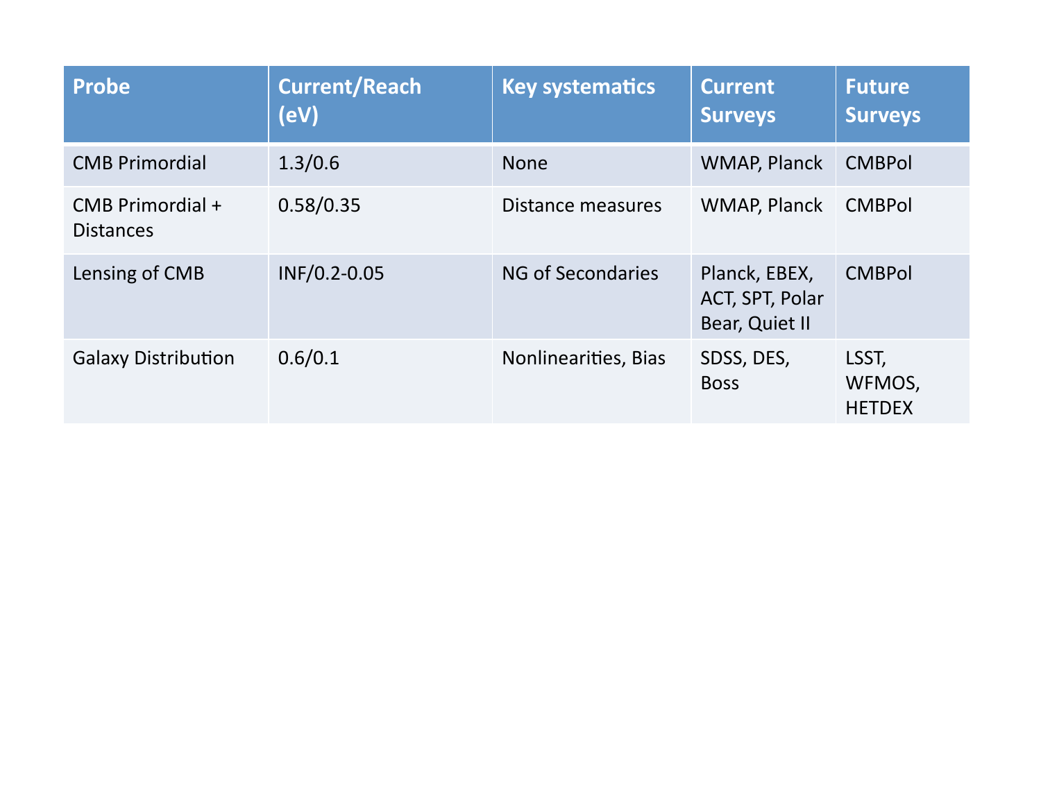| Probe | Current/Reach (eV) | Key systematics | Current Surveys | Future Surveys |
|---|---|---|---|---|
| CMB Primordial | 1.3/0.6 | None | WMAP, Planck | CMBPol |
| CMB Primordial + Distances | 0.58/0.35 | Distance measures | WMAP, Planck | CMBPol |
| Lensing of CMB | INF/0.2-0.05 | NG of Secondaries | Planck, EBEX, ACT, SPT, Polar Bear, Quiet II | CMBPol |
| Galaxy Distribution | 0.6/0.1 | Nonlinearities, Bias | SDSS, DES, Boss | LSST, WFMOS, HETDEX |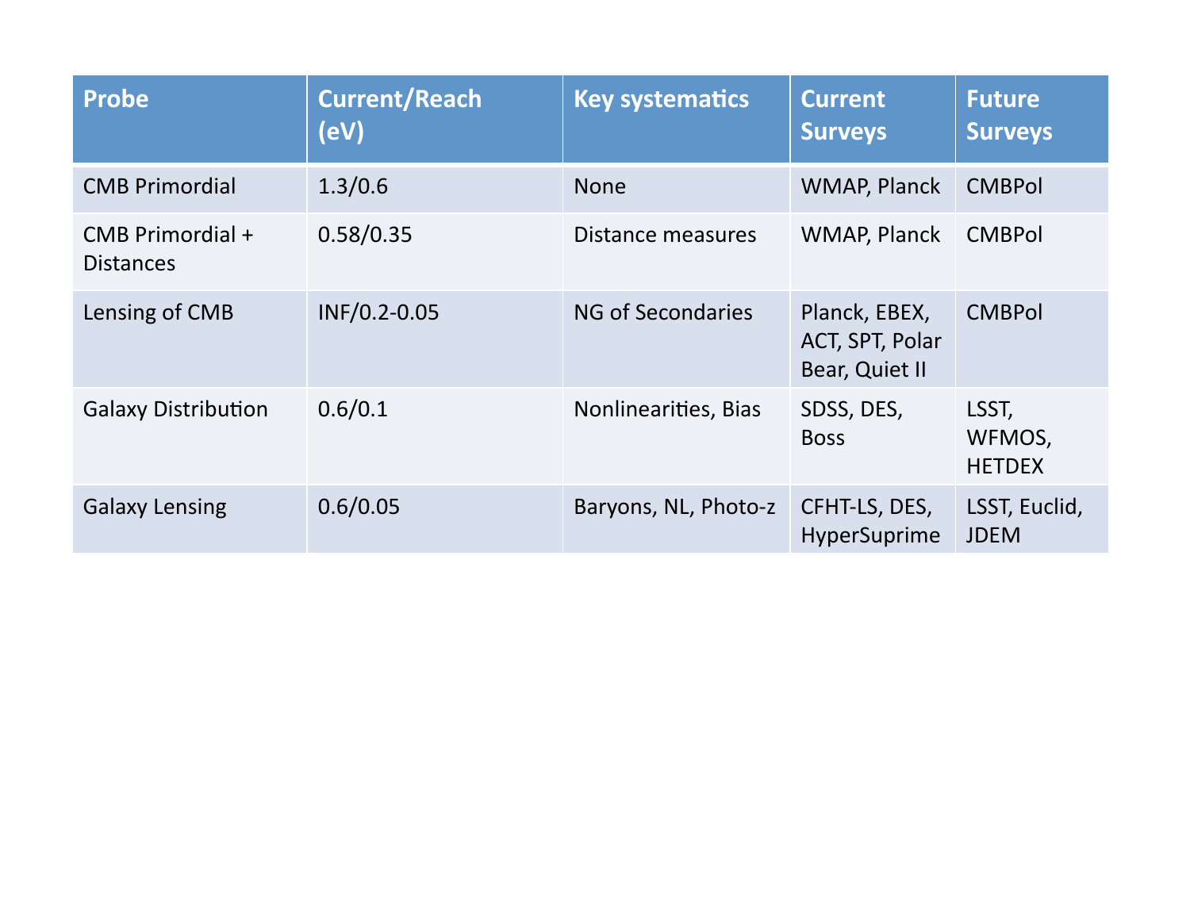| Probe | Current/Reach (eV) | Key systematics | Current Surveys | Future Surveys |
|---|---|---|---|---|
| CMB Primordial | 1.3/0.6 | None | WMAP, Planck | CMBPol |
| CMB Primordial + Distances | 0.58/0.35 | Distance measures | WMAP, Planck | CMBPol |
| Lensing of CMB | INF/0.2-0.05 | NG of Secondaries | Planck, EBEX, ACT, SPT, Polar Bear, Quiet II | CMBPol |
| Galaxy Distribution | 0.6/0.1 | Nonlinearities, Bias | SDSS, DES, Boss | LSST, WFMOS, HETDEX |
| Galaxy Lensing | 0.6/0.05 | Baryons, NL, Photo-z | CFHT-LS, DES, HyperSuprime | LSST, Euclid, JDEM |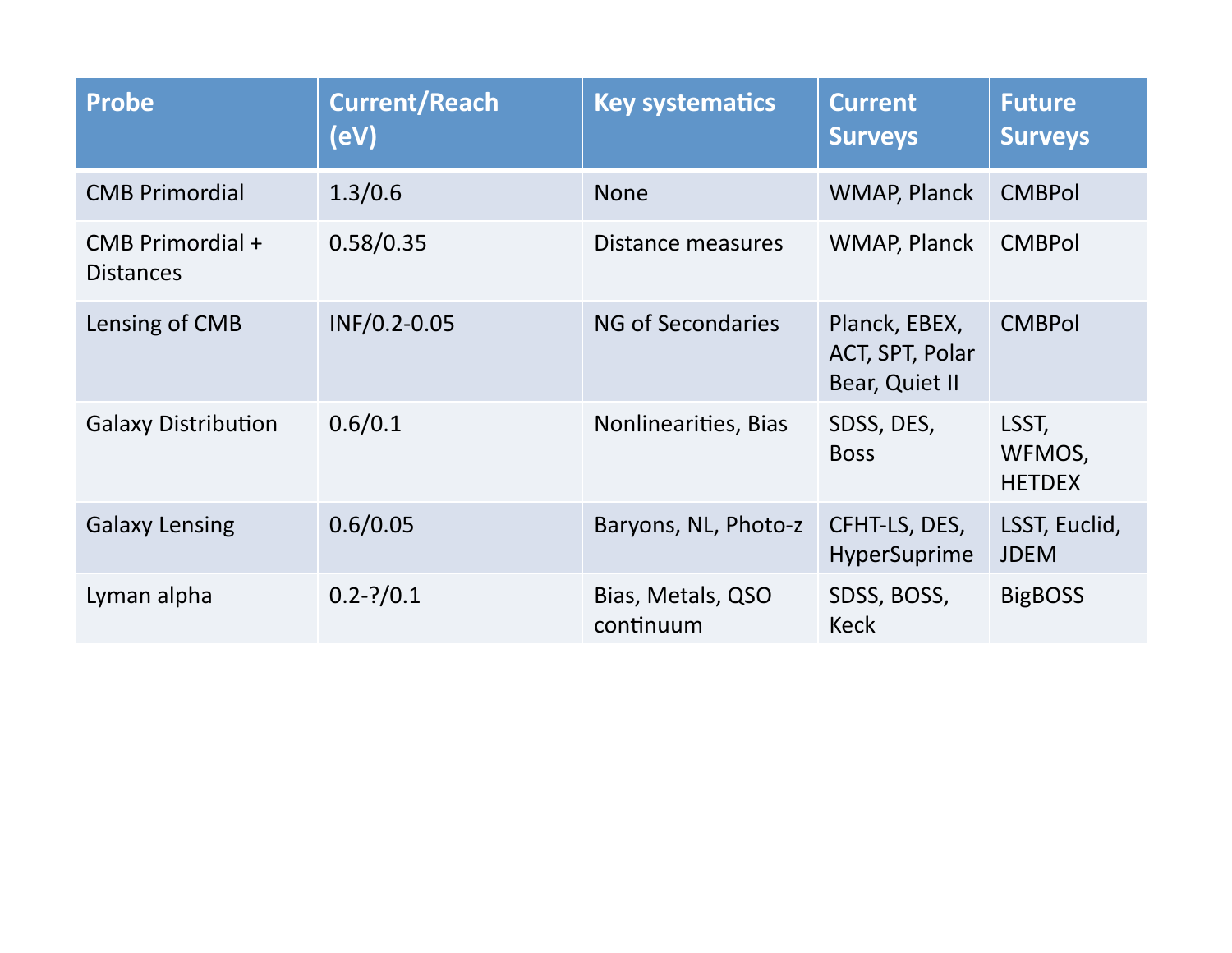| Probe | Current/Reach (eV) | Key systematics | Current Surveys | Future Surveys |
|---|---|---|---|---|
| CMB Primordial | 1.3/0.6 | None | WMAP, Planck | CMBPol |
| CMB Primordial + Distances | 0.58/0.35 | Distance measures | WMAP, Planck | CMBPol |
| Lensing of CMB | INF/0.2-0.05 | NG of Secondaries | Planck, EBEX, ACT, SPT, Polar Bear, Quiet II | CMBPol |
| Galaxy Distribution | 0.6/0.1 | Nonlinearities, Bias | SDSS, DES, Boss | LSST, WFMOS, HETDEX |
| Galaxy Lensing | 0.6/0.05 | Baryons, NL, Photo-z | CFHT-LS, DES, HyperSuprime | LSST, Euclid, JDEM |
| Lyman alpha | 0.2-?/0.1 | Bias, Metals, QSO continuum | SDSS, BOSS, Keck | BigBOSS |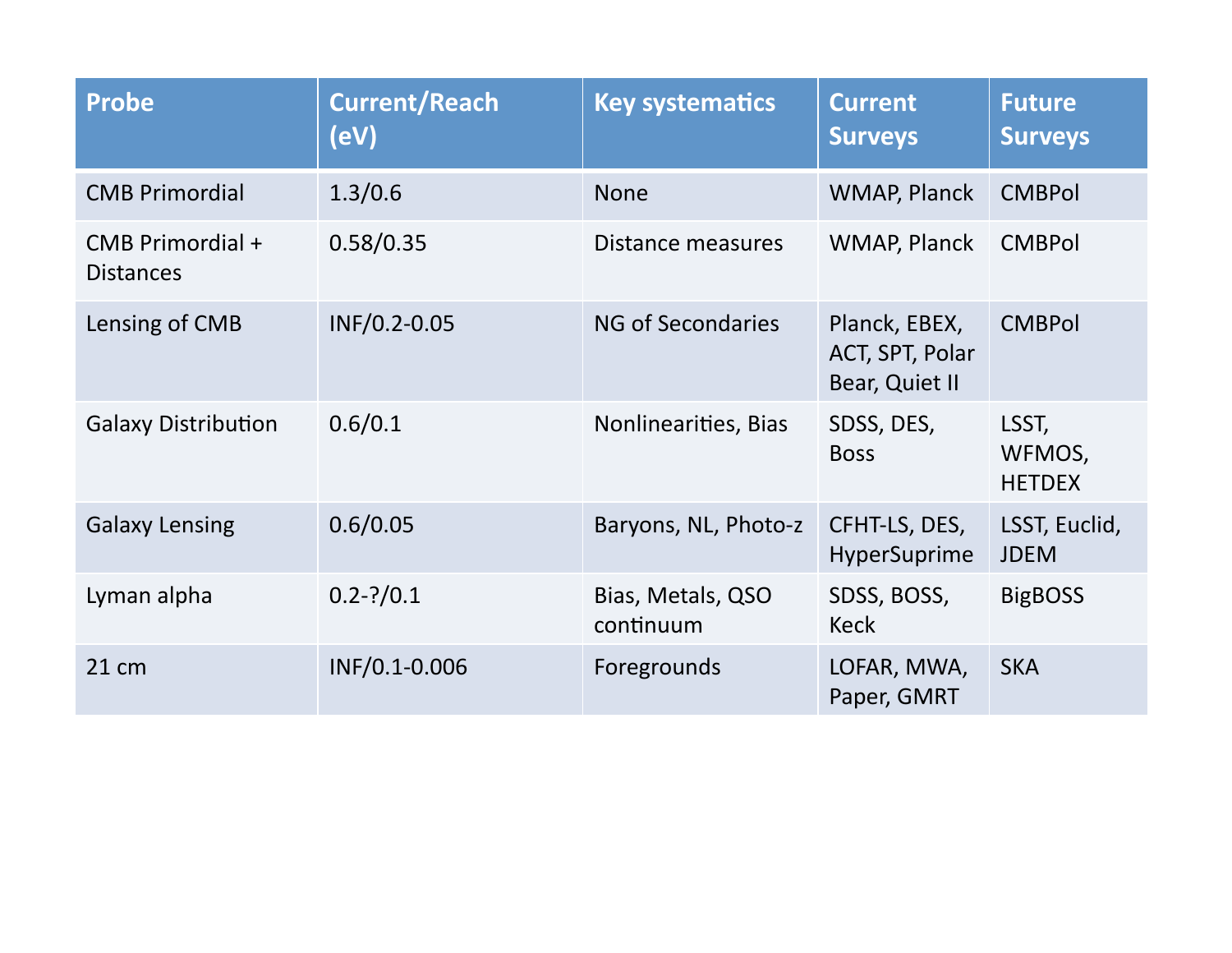| Probe | Current/Reach (eV) | Key systematics | Current Surveys | Future Surveys |
|---|---|---|---|---|
| CMB Primordial | 1.3/0.6 | None | WMAP, Planck | CMBPol |
| CMB Primordial + Distances | 0.58/0.35 | Distance measures | WMAP, Planck | CMBPol |
| Lensing of CMB | INF/0.2-0.05 | NG of Secondaries | Planck, EBEX, ACT, SPT, Polar Bear, Quiet II | CMBPol |
| Galaxy Distribution | 0.6/0.1 | Nonlinearities, Bias | SDSS, DES, Boss | LSST, WFMOS, HETDEX |
| Galaxy Lensing | 0.6/0.05 | Baryons, NL, Photo-z | CFHT-LS, DES, HyperSuprime | LSST, Euclid, JDEM |
| Lyman alpha | 0.2-?/0.1 | Bias, Metals, QSO continuum | SDSS, BOSS, Keck | BigBOSS |
| 21 cm | INF/0.1-0.006 | Foregrounds | LOFAR, MWA, Paper, GMRT | SKA |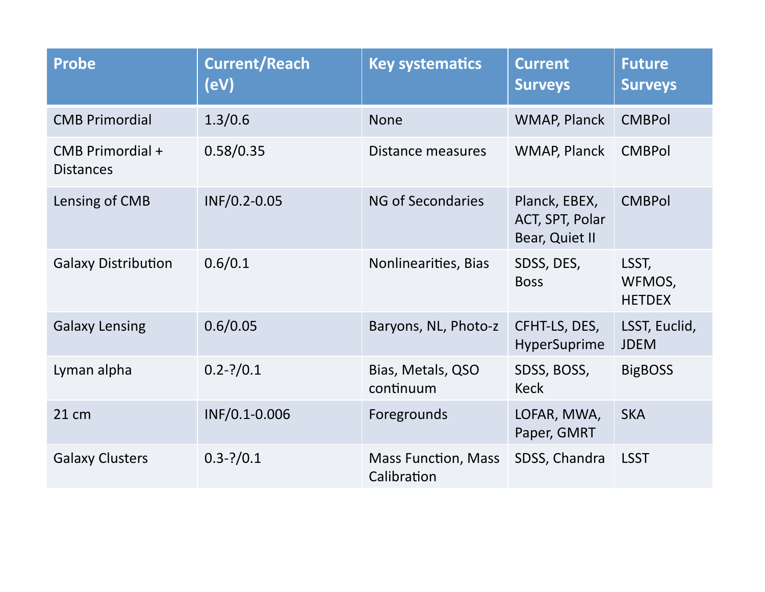| Probe | Current/Reach (eV) | Key systematics | Current Surveys | Future Surveys |
|---|---|---|---|---|
| CMB Primordial | 1.3/0.6 | None | WMAP, Planck | CMBPol |
| CMB Primordial + Distances | 0.58/0.35 | Distance measures | WMAP, Planck | CMBPol |
| Lensing of CMB | INF/0.2-0.05 | NG of Secondaries | Planck, EBEX, ACT, SPT, Polar Bear, Quiet II | CMBPol |
| Galaxy Distribution | 0.6/0.1 | Nonlinearities, Bias | SDSS, DES, Boss | LSST, WFMOS, HETDEX |
| Galaxy Lensing | 0.6/0.05 | Baryons, NL, Photo-z | CFHT-LS, DES, HyperSuprime | LSST, Euclid, JDEM |
| Lyman alpha | 0.2-?/0.1 | Bias, Metals, QSO continuum | SDSS, BOSS, Keck | BigBOSS |
| 21 cm | INF/0.1-0.006 | Foregrounds | LOFAR, MWA, Paper, GMRT | SKA |
| Galaxy Clusters | 0.3-?/0.1 | Mass Function, Mass Calibration | SDSS, Chandra | LSST |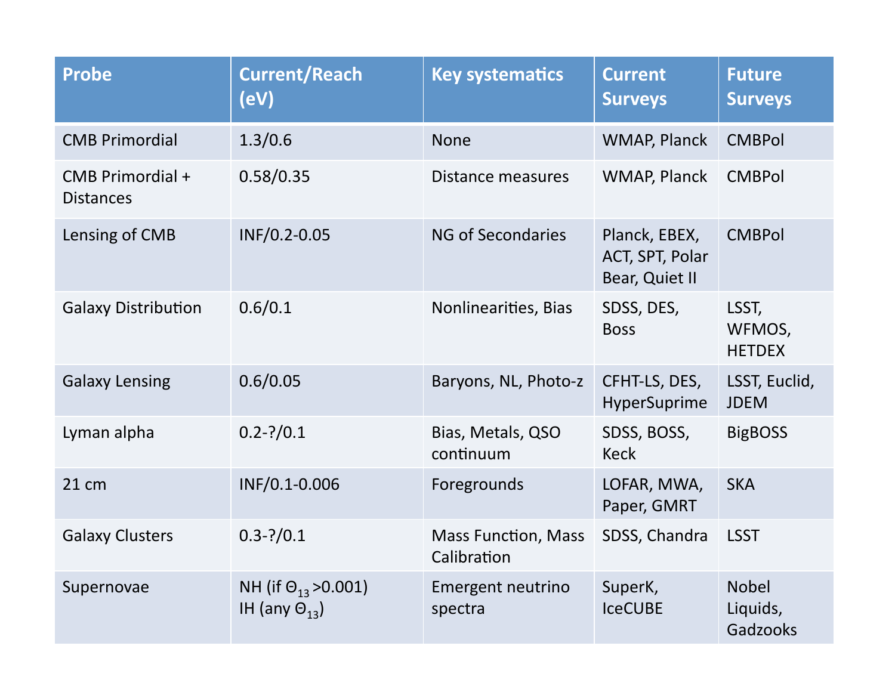| Probe | Current/Reach (eV) | Key systematics | Current Surveys | Future Surveys |
|---|---|---|---|---|
| CMB Primordial | 1.3/0.6 | None | WMAP, Planck | CMBPol |
| CMB Primordial + Distances | 0.58/0.35 | Distance measures | WMAP, Planck | CMBPol |
| Lensing of CMB | INF/0.2-0.05 | NG of Secondaries | Planck, EBEX, ACT, SPT, Polar Bear, Quiet II | CMBPol |
| Galaxy Distribution | 0.6/0.1 | Nonlinearities, Bias | SDSS, DES, Boss | LSST, WFMOS, HETDEX |
| Galaxy Lensing | 0.6/0.05 | Baryons, NL, Photo-z | CFHT-LS, DES, HyperSuprime | LSST, Euclid, JDEM |
| Lyman alpha | 0.2-?/0.1 | Bias, Metals, QSO continuum | SDSS, BOSS, Keck | BigBOSS |
| 21 cm | INF/0.1-0.006 | Foregrounds | LOFAR, MWA, Paper, GMRT | SKA |
| Galaxy Clusters | 0.3-?/0.1 | Mass Function, Mass Calibration | SDSS, Chandra | LSST |
| Supernovae | NH (if $\Theta_{13} > 0.001$) IH (any $\Theta_{13}$) | Emergent neutrino spectra | SuperK, IceCUBE | Nobel Liquids, Gadzooks |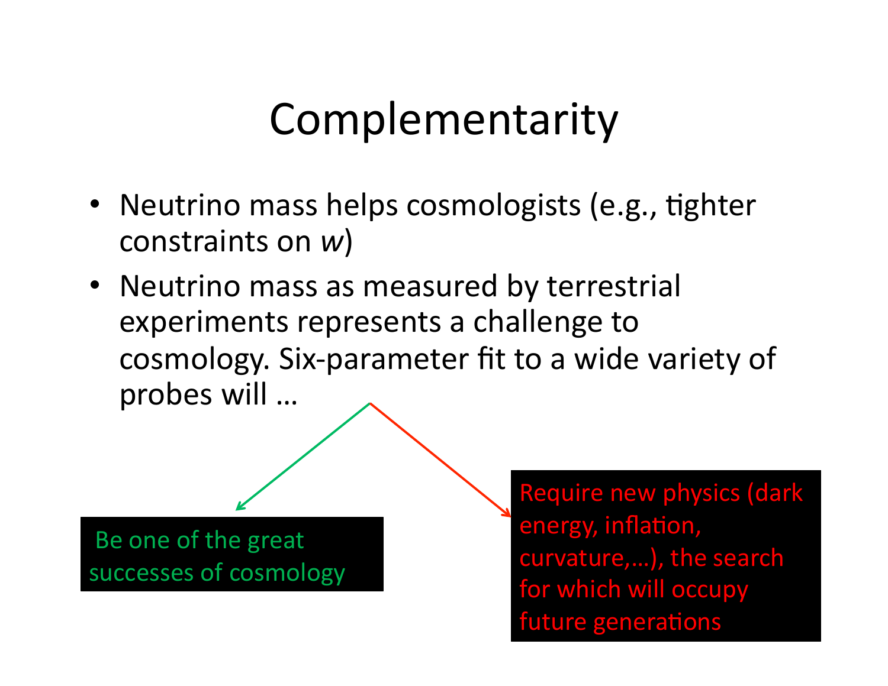# Complementarity

- Neutrino mass helps cosmologists (e.g., tighter constraints on $w$)
- Neutrino mass as measured by terrestrial experiments represents a challenge to cosmology. Six-parameter fit to a wide variety of probes will …

Be one of the great successes of cosmology

Require new physics (dark energy, inflation, curvature,…), the search for which will occupy future generations